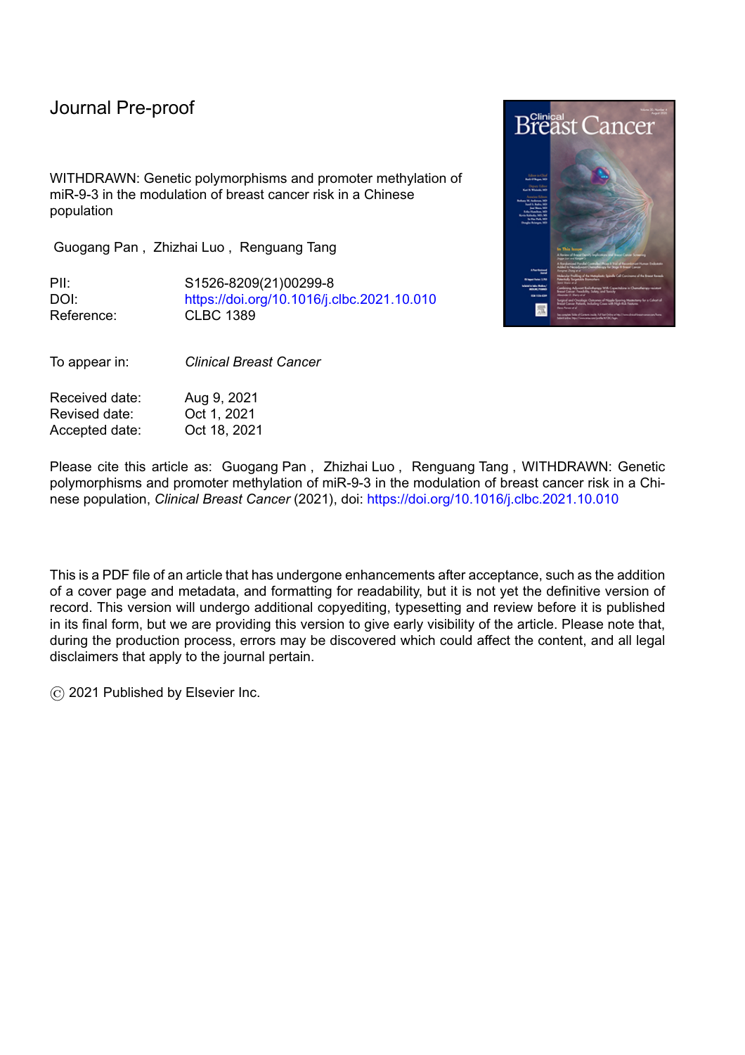Journal Pre-proof

WITHDRAWN: Genetic polymorphisms and promoter methylation of miR-9-3 in the modulation of breast cancer risk in a Chinese population

Guogang Pan , Zhizhai Luo , Renguang Tang

PII: S1526-8209(21)00299-8
DOI: https://doi.org/10.1016/j.clbc.2021.10.010
Reference: CLBC 1389

To appear in: *Clinical Breast Cancer*

Received date: Aug 9, 2021
Revised date: Oct 1, 2021
Accepted date: Oct 18, 2021

Please cite this article as: Guogang Pan , Zhizhai Luo , Renguang Tang , WITHDRAWN: Genetic polymorphisms and promoter methylation of miR-9-3 in the modulation of breast cancer risk in a Chinese population, *Clinical Breast Cancer* (2021), doi: https://doi.org/10.1016/j.clbc.2021.10.010

This is a PDF file of an article that has undergone enhancements after acceptance, such as the addition of a cover page and metadata, and formatting for readability, but it is not yet the definitive version of record. This version will undergo additional copyediting, typesetting and review before it is published in its final form, but we are providing this version to give early visibility of the article. Please note that, during the production process, errors may be discovered which could affect the content, and all legal disclaimers that apply to the journal pertain.

© 2021 Published by Elsevier Inc.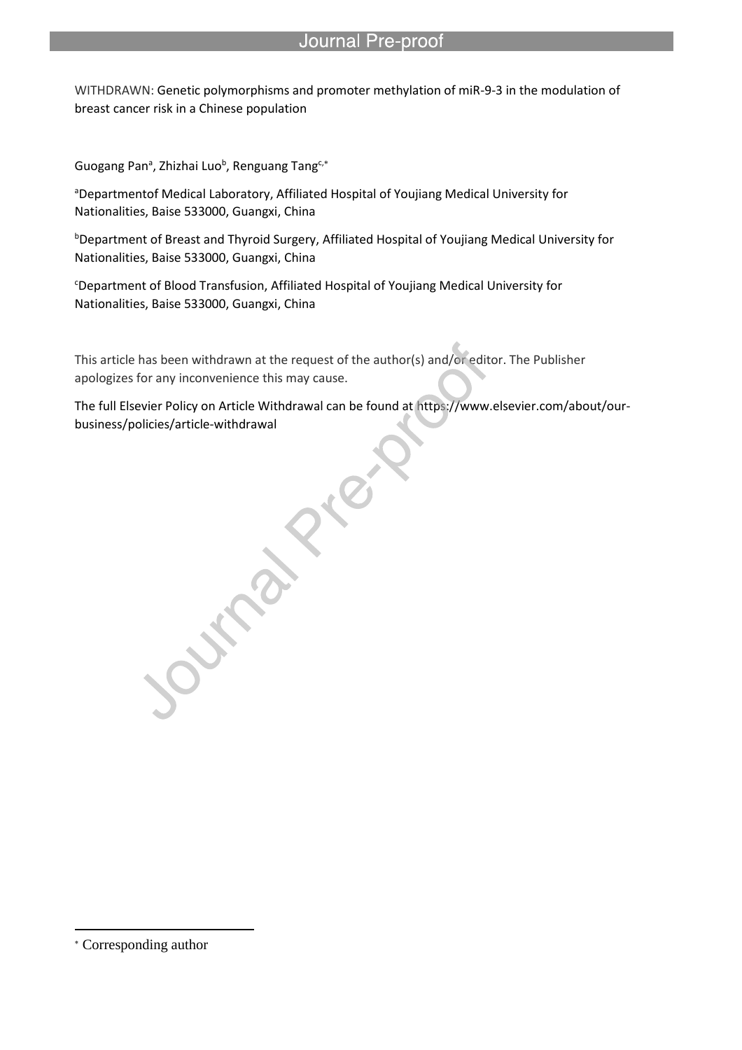WITHDRAWN: Genetic polymorphisms and promoter methylation of miR-9-3 in the modulation of breast cancer risk in a Chinese population

Guogang Pan[a], Zhizhai Luo[b], Renguang Tang[c,*]

[a]Departmentof Medical Laboratory, Affiliated Hospital of Youjiang Medical University for Nationalities, Baise 533000, Guangxi, China

[b]Department of Breast and Thyroid Surgery, Affiliated Hospital of Youjiang Medical University for Nationalities, Baise 533000, Guangxi, China

[c]Department of Blood Transfusion, Affiliated Hospital of Youjiang Medical University for Nationalities, Baise 533000, Guangxi, China

This article has been withdrawn at the request of the author(s) and/or editor. The Publisher apologizes for any inconvenience this may cause.

The full Elsevier Policy on Article Withdrawal can be found at https://www.elsevier.com/about/our-business/policies/article-withdrawal

[*] Corresponding author